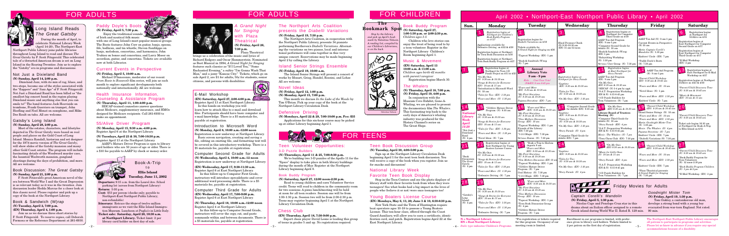# FOR ADULTS

## Long Island Reads *The Great Gatsby*

During the month of April, to celebrate National Library Week (April 14–20), The Northport-East Northport Public Library joins public libraries throughout Long Island to read and discuss *The Great Gatsby* by F. Scott Fitzgerald. This celebrated tale of a thwarted American dream is set on Long Island in the Roaring Twenties. Join us to explore the "Gatsby" era in programs and discussions.

### Not Just a Dixieland Band
**(N) Sunday, April 14, 2:00 p.m.**

Dixieland Jazz, with its mix of rag, blues, and two-steps, became one of the styles associated with the "flappers" and "Jazz Age" of F. Scott Fitzgerald. Not Just a Dixieland Band has been billed as "the smallest big concert band in the region playing Dixieland music and anything else that you can smile to!" The band features Jack Hoenvalde on trombone, Frank Guerriero on trumpet, John Hoelling and Noel Monet on saxophone, and Mike Dee-Scott on tuba. All are welcome.

### Gatsby's Long Island
**(N) Sunday, April 28, 2:00 p.m.**

Most of the estates, characters, and lifestyles depicted in *The Great Gatsby* were based on real people and places on the Gold Coast of Long Island. Monica Randall, historian and set designer for the 1974 movie version of *The Great Gatsby*, will show slides of the Gatsby mansion and many other Gold Coast estates. The program will include fascinating details of the Woodward murder case, the haunted Westworth mansion, gangland shootings during the days of prohibition, and more. All are welcome.

### Book Discussion: *The Great Gatsby*
**(N) Sunday, April 21, 2:00 p.m.**

F. Scott Fitzerald's great American novel of the era between World War I and the Great Depression is as relevant today as it was in the twenties. Join discussion leader Hedda Marcus for a closer look at this classic novel. Please register and pick up a copy of the book at the Northport Library.

### Book & Sandwich (W)rap
**(N) Tuesday, April 2, 7:00 p.m.**
**(EN) Thursday, April 4, 1:00 p.m.**

Join us as we discuss three short stories by F. Scott Fitzgerald. To reserve copies, call Deborah Formosa or the Reference Department at 261-6930.

## Paddy Doyle's Boots
**(N) Friday, April 5, 7:30 p.m.**

Enjoy the traditional sounds of Irish and mainland folk music with one of Long Island's most popular musical groups. The Boots features John Corr on guitar, banjo, spoons, fife, bodhran, and tin whistle; Steven Sanfilippo on banjo, melodeon, concertina, and harmonica; John Traitor on bones and concertina; and Larry Moser on accordion, guitar, and concertina. Tickets are available now at both Libraries.

## Current Events in Perspective
**(N) Friday, April 5, 10:00 a.m.**

Michael D'Innocenzo, moderator of our recent *From Rosie to Roosevelt* film series, will join us each month to explore significant developments both nationally and internationally. All are welcome.

## Health Insurance Information, Counseling & Assistance Program
**(N) Thursday, April 11, 1:00-4:00 p.m.**

HIICAP-trained counselors answer questions about Medicare, supplementary insurance, and HMOs designed for Medicare recipients. Call 261-6930 to make an appointment.

## 55/Alive Driver Program
**(N) Monday, April 15, 9:30 a.m.-4:00 p.m.**
Register April 6 at the Northport Library.

**(N) Tuesdays, April 23 & 30, 7:00-10:30 p.m.**
Register April 13 at the Northport Library.

AARP's Mature Driver Program is open to library card holders who are 50 years of age or older. There is a $10 fee payable to AARP by check or money order.

## Book-A-Trip to Ellis Island
**Tuesday, June 11, 2002**

**Departure:** 9:15 a.m. from the Laurel Ave. School parking lot (across from Northport Library)

**Return:** 5:00 p.m.

**Cost:** $51 per person (checks only; payable to Northport-East Northport Public Library; non-refundable)

**Itinerary:** Retrace the steps of twelve million immigrants as we visit the Ellis Island Immigration Museum. Luncheon at Puglia's in Little Italy.

**Ticket sale: Saturday, April 20, 10:30 a.m. at Northport Library.** Ticket limit: 2 per library card holder on first day of sale.

# FOR ADULTS

## *A Grand Night for Singing* with Plaza Theatrical
**(N) Friday, April 26, 7:30 p.m.**

Plaza Theatrical brings us a celebration of the music and lyrics of Richard Rodgers and Oscar Hammerstein. Nominated as Best Musical in 1994, *A Grand Night for Singing* features such classics as "If I Loved You," "Some Enchanted Evening," a sultry "I'm Gonna Wash That Man," and a jazzy "Kansas City." Tickets, which go on sale April 2, are $1 for adults, 50¢ for students, senior citizens, and persons with disabilities.

## E-Mail Workshop
**(EN) Saturday, April 27, 2:00-4:00 p.m.**
Register April 13 at East Northport Library.

In this hands-on workshop you will learn how to attach files to e-mail and download files. Participants should have basic computer and e-mail knowledge. There is a $5 materials fee, payable at registration.

## Introduction to Microsoft Word
**(N) Monday, April 8, 10:00 a.m.-12:00 noon**
Registration is now underway at Northport Library.

Basic screen navigation, creating and saving a file, editing an existing file, and formatting text will be covered in this introductory workshop. There is a $5 materials fee, payable at registration.

## Computer Second Grade for Adults
**(N) Wednesday, April 4, 10:00 a.m.-12 noon**
Registration is now underway at Northport Library.

**(EN) Wednesday, April 17, 9:30-11:30 a.m.**
Register April 6 at East Northport Library.

In this follow-up to Computer First Grade, instructors will introduce spreadsheets and cover additional word processing skills. There is a $5 materials fee, payable at registration.

## Computer Third Grade for Adults
**(EN) Wednesday, April 17, 7:00-9:00 p.m.**
Register April 6 at East Northport Library.

**(N) Thursday, April 18, 10:00 a.m.-12:00 noon**
Register April 4 at Northport Library.

In this follow-up to Computer Second Grade, instructors will cover the copy, cut, and paste commands within and between documents. There is a $5 materials fee, payable at registration.

## The Northport Arts Coalition presents the *Diabelli Variations*
**(N) Friday, April 19, 7:30 p.m.**

The Northport Arts Coalition, in cooperation with the Northport Public Library, presents 34 pianists performing Beethoven's *Diabelli Variations*. Alternating the variations on two pianos, local and international performers will come together in this very unique concert. Reservations may be made beginning April 2 by calling the Library.

## Island Senior Strings Ensemble
**(N) Friday, April 19, 10:00 a.m.**

The Island Senior Strings will present a concert of works by Mozart, Grieg, Handel, Rossini, and Lehar. All are welcome.

## Novel Ideas
**(N) Friday, April 12, 1:00 p.m.**
**(N) Monday, April 15, 7:00 p.m.**

This month we discuss *In the Lake of the Woods* by Tim O'Brien. Pick up your copy of the book at the Northport Library Circulation Desk.

## Defensive Driving
**(N) Mondays, April 22 & 29, 7:00-10:00 p.m. Fee: $35**

Applications for this six-hour course may be picked up at either Library beginning April 1.

# FOR CHILDREN

## The Bookmark Spot

*Stop by the Library and pick up April's bookmark by Valentina Vidanis. A reading list, compiled by our Children's Librarians, is on the back.*

## Book Buddy Program
**(N) Saturday, April 27, 1:00-1:30 p.m. or 2:00-2:30 p.m.**
*Children ages 3-5*

Children who love stories can enjoy the treat of being read to by a teen volunteer. Register in the Northport Library Children's Room beginning April 1.

## Music & Movement
**(EN) Saturday, April 13, 10:00 a.m. & 11:00 a.m.**
*Children ages birth-42 months with parent/caregiver*

Registration begins March 30.

## *The Whalers*
**(N) Thursday, April 18, 7:00 p.m.**
**(N) Friday, April 19, 4:00 p.m.**

In conjunction with the Museum Cove Exhibit, Gone-A-Whaling, we are pleased to present the documentary film *The Whalers*. This fascinating trip back to the early days of America's whaling industry was produced for the History Channel's series on The Great Ships.

# FOR TEENS

## Teen Volunteer Opportunities

### 3-D Puzzle Builders
**(N) Thursdays, April 11 & 25, 7:00-8:30 p.m.**

We're building two 3-D puzzles of the Apollo 11 for the "Space" display to take place in both library buildings during the month of May. Register at the Northport Library beginning April 8.

### Book Buddy Program
**(N) Saturday, April 27, 12:00 noon-2:30 p.m.**

Read to young children and earn Volunteer Service credit. Teens will read to children in the community room for two sessions. A pizza lunch/meeting will be held at noon for all teen readers. Session one will be from 1:00-1:30 p.m. Session two will be from 2:00-2:30 p.m. Teens may register beginning April 1 in the Northport Library Circulation Desk.

## Chess Club
**(EN) Thursday, April 18, 7:30-9:00 p.m.**

Expert chess player David Leone is leading this group of teens in grades 5 and up. No registration required.

## Teen Book Discussion Group
**(N) Tuesday, April 30, 4:00-5:00 p.m.**

Sign up at the Northport Library Circulation Desk beginning April 1 for the next teen book discussion. You will receive a copy of the book when you register. Join us for snacks and discussion!

## National Library Week Favorite Teen Book Display

Stop in the Teen Centers and see the photo displays of library staff with their favorite book from when they were teenagers! See what books had a big impact in the lives of people who believe it or not were once teenagers too!

## Young Boaters License Course
**(EN) Mondays, May 6, 13, 20; June 3 & 10, 6:30-8:30 p.m.**

New York State and the Town of Huntington require boat operators ages 10-18 to possess a Young Boaters License. This ten-hour class, offered through the Coast Guard Auxiliary, will allow you to earn a certificate, identification card, and patch. Registration begins April 22 at the East Northport Library.

# April 2002 • Northport-East Northport Public Library • April 2002

| Sun. | Monday | Tuesday | Wednesday | Thursday | Friday | Saturday |
|---|---|---|---|---|---|---|
| | **1** Registration begins at Northport for Children's Book Buddy Program on 4/27 <br> Applications available for Defensive Driving on 4/22 & 4/29 <br> Registration begins at Northport for Teen Book Discussion on 4/30 <br> Registration begins at Northport Teen Book Buddy Program on 4/27 | **2** Registration begins for *Diabelli Variations* on 4/19 <br> Tickets available for *A Grand Night for Singing* on 4/26 <br> *Tapout Workshop (EN) 1 pm <br> *Book & Sandwich (W)rap (N) 7 pm | **3** Blood Pressure Check (N) 9:30-10:30 am (EN) 11 am-12 noon | **4** Registration begins at Northport for Computer Third Grade on 4/18 <br> AARP Tax Aid Program (EN) 9 am-1 pm <br> *Computer Second Grade for Adults (N) 10 am <br> *Book & Sandwich (W)rap (EN) 1 pm <br> *Babysitting Workshop (N) 1:30 pm <br> Sit'n'Knit Crochet Group (N) 7:30 pm | **5** AARP Tax Aid (N) 9 am-1 pm <br> Current Events in Perspective (N) 10 am <br> Movie: Captain Corelli's Mandolin (N) 1:30 pm <br> Knitters' Circle (EN) 7 pm <br> *Paddy Doyle's Boots (N) 7:30 pm | **6** Registration begins at Northport for 55/Alive on 4/15 <br> Registration begins at East Northport for Computer Second Grade on 4/17 <br> Registration begins at East Northport for Computer Third Grade on 4/17 <br> E-Mail Workshop (EN) 2 pm |
| **7** | **8** Registration begins at Northport for Teen 3-D Puzzle Builders on 4/11 & 4/25 <br> *On My Own (N) 9:30 am & 10:20 am <br> *Songs & Stories for Everyone (EN) 10 am & 11 am <br> *Introduction to Microsoft Word (N) 10 am <br> *Tales for Two (EN) 1:30 pm <br> *Fours and More (N) 1:30 pm | **9** *Fours and More (EN) 9:30 am & 10:20 am <br> *My First Storytime (N) 9:30 am & 10:20 am <br> *Pajama Storytime (EN) 7 pm | **10** Registration begins at Northport for Story Parade <br> *Laptime (EN) 9:30 am & 10:30 am <br> *Tales for Two (N) 9:30 am & 10:30 am <br> *On My Own (EN) 1:30 pm | **11** Registration begins at East Northport for Story Parade <br> AARP Tax Aid Program (EN) 9 am-1 pm <br> *On My Own (EN) 9:30 am & 10:30 am <br> *HIICAP (N) 1-4 pm by appt. <br> *S.A.T. Preparation Workshop (EN & N) 6:15-8:45 pm <br> *3-D Puzzle Builders for Teen Volunteers (N) 7 pm | **12** AARP Tax Aid Program (N) 9 am-1 pm <br> *Parent/Child Workshop (EN) 9:30 am & 10:45 am <br> *Fours and More (N) 10 am <br> *Novel Ideas (N) 1 pm <br> *Fours and More (EN) 1:30 pm <br> *Music & Movement (EN) 10 am & 11 am | **13** Registration begins at East Northport for E-Mail Workshop on 4/27 <br> Registration begins at Northport 55/Alive on 4/23 & 4/30 <br> *Parent/Child Discovery Time (N) 9:30 am & 10:45 am <br> *Music & Movement (EN) 10 am & 11 am |
| **14** National Library Week April 14-20 <br> *Not Just a Dixieland Band (N) 2 pm | **15** *55/Alive Mature Driver Program (N) 9:30 am <br> *On My Own (N) 9:30 am & 10:30 am <br> *Songs & Stories for Everyone (EN) 10 am & 11 am <br> *Tales for Two (EN) 1:30 pm <br> *Fours and More (N) 1:30 pm <br> *Novel Ideas (N) 7 pm | **16** *Fours and More (EN) 9:30 am & 10:30 am <br> *My First Storytime (N) 9:30 am & 10:30 am <br> *New Mothers Discussion Group (EN) 10 am <br> *Tapout Workshop (EN) 1 pm <br> Friends of the Library (EN) 7:30 pm <br> *1-2-3 Magic (EN) 7:30 pm <br> Sit'n'Knit Crochet (N) 7:30 pm | **17** *Computer Second Grade for Adults (EN) 9:30 am <br> *Laptime (EN) 9:30 am & 10:30 am <br> *Tales for Two (N) 9:30 am & 10:30 am <br> *On My Own (EN) 1:30 pm <br> *Story Parade (N) 4 pm <br> *Computer Third Grade for Adults (EN) 7 pm | **18** *On My Own (EN) 9:30 am & 10:30 am <br> **Library Board of Trustees Meeting (N)** <br> *Computer Third Grade for Adults (N) 10 am <br> *Story Parade (EN) 4 pm <br> *S.A.T. Preparation Workshop (EN & N) 6:15-8:45 pm <br> Movie: The Whalers (N) 7 pm <br> *Teen Chess Club (EN) 7:30 pm | **19** *Parent/Child Workshop (EN) 9:30 am & 10:45 am <br> Island Senior Strings (N) 10 am <br> *Fours and More (N) 10 am <br> *Fours and More (EN) 1:30 pm <br> Movie: Goodnight Mister Tom (N) 1:30 pm <br> Movie: The Whalers (N) 4 pm <br> Pajama Storytime (N) 7 pm <br> Knitters' Circle (EN) 7 pm <br> *Diabelli Variations (N) 7:30 pm | **20** *Parent/Child Discovery Time (N) 9:30 am & 10:45 am <br> Ticket sale begins 10:30 am at Northport for Book-A-Trip to Ellis Island on 6/11 |
| **21** *Book Discussion: The Great Gatsby (N) 2 pm | **22** Registration begins at East Northport for Young Boaters License Course <br> *On My Own (N) 9:30 am & 10:20 am <br> *Songs & Stories for Everyone (EN) 10 am & 11 am <br> *Tales for Two (EN) 1:30 pm <br> *Fours and More (N) 1:30 pm <br> *Defensive Driving (N) 7 pm | **23** *Book-a-Trip to Harlem departs 9 am <br> *Fours and More (EN) 9:30 am & 10:30 am <br> *My First Storytime (N) 9:30 am & 10:30 am <br> *New Mothers Discussion (EN) 10 am <br> *Tapout Workshop (EN) 1 pm <br> *55/Alive Mature Driver Program (N) 7 pm <br> Oral History (N) 7:30 pm <br> *1-2-3 Magic (EN) 7:30 pm | **24** *Laptime (EN) 9:30 am & 10:30 am <br> *Tales for Two (N) 9:30 am & 10:30 am <br> *On My Own (EN) 1:30 pm <br> *Story Parade (N) 4 pm | **25** *On My Own (EN) 9:30 am & 10:30 am <br> *Music for Little Ones (N) 10 am & 11 am <br> *Story Parade (EN) 4 pm <br> *S.A.T. Preparation Workshop (EN & N) 6:15-8:45 pm <br> *3-D Puzzle Builders for Teen Volunteers (N) 7 pm | **26** *Parent/Child Workshop (EN) 9:30 am & 10:45 am <br> *Fours and More (N) 10 am <br> *Fours and More (EN) 1:30 pm <br> Knitters' Circle (EN) 7 pm <br> *Plaza Theatrical presents A Grand Night for Singing (N) 7:30 pm | **27** *Parent/Child Discovery Time (N) 9:30 am & 10:45 am <br> *Book Buddy Program for Teen Volunteers (N) 12 noon-2:30 pm <br> *Book Buddy Program Children (N) 1 pm & 2 pm <br> *E-Mail Workshop (EN) 2 pm |
| **28** *Gatsby's Long Island (N) 2 pm | **29** *On My Own (N) 9:30 am & 10:20 am <br> *Songs & Stories for Everyone (EN) 10 am & 11 am <br> *Tales for Two (EN) 1:30 pm <br> *Fours and More (N) 1:30 pm <br> *Defensive Driving (N) 7 pm | **30** *Fours and More (EN) 9:30 am & 10:30 am <br> *My First Storytime (N) 9:30 am & 10:30 am <br> *Tapout Workshop (EN) 1 pm <br> *Teen Book Discussion Group (N) 4 pm <br> *55/Alive Mature Driver Program (N) 7 pm | | | | |

**N** = Northport Library
**EN** = East Northport Library
*Italic type* indicates Children's Programs

*Pre-registration or tickets required for this program. Occupancy of our meeting room is limited.

## Friday Movies for Adults

### *Captain Corelli's Mandolin*
**(N) Friday, April 5, 1:30 p.m.**

Nicolas Cage and Penelope Cruz star in this drama about an Italian officer assigned to a remote Greek island during World War II. Rated R. 129 min.

### *Goodnight Mister Tom*
**(N) Friday, April 19, 1:30 p.m.**

Tom Oakley, a cantankerous old man, develops a strong bond with a young boy evacuated from war-torn England. Not rated. 90 min.

Enrollment in our programs is limited, with preference given to library card holders. Tickets limited to 2 per patron on the first day of registration.

The Northport-East Northport Public Library encourages all patrons to participate in programs and activities. Please let us know in advance if you require any special accommodations because of a disability.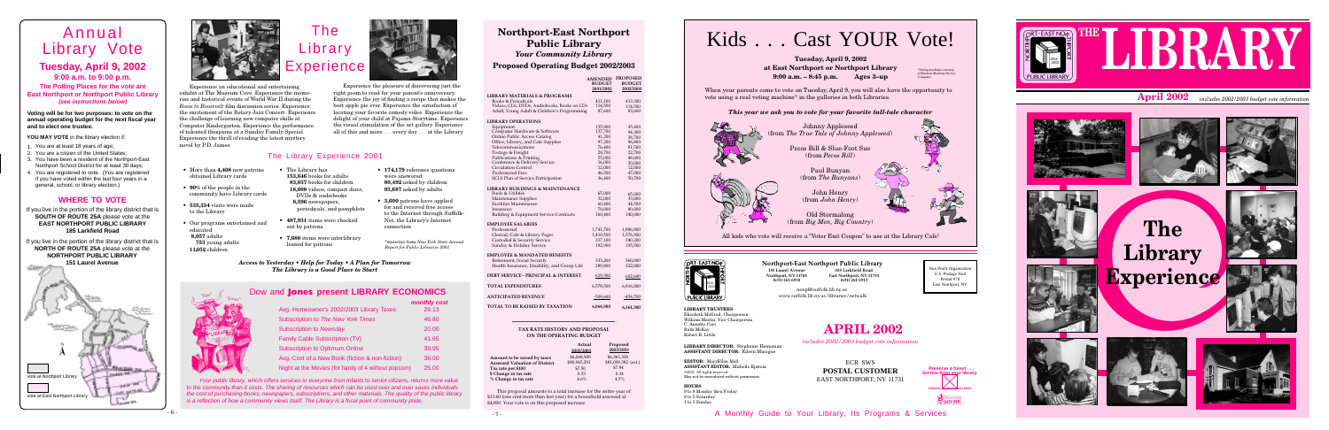# Annual Library Vote

**Tuesday, April 9, 2002**
**9:00 a.m. to 9:00 p.m.**

**The Polling Places for the vote are East Northport or Northport Public Library**
***(see instructions below)***

**Voting will be for two purposes: to vote on the annual operating budget for the next fiscal year and to elect one trustee.**

**YOU MAY VOTE** in the library election if:

1. You are at least 18 years of age;
2. You are a citizen of the United States;
3. You have been a resident of the Northport-East Northport School District for at least 30 days;
4. You are registered to vote. (You are registered if you have voted within the last four years in a general, school, or library election.)

## WHERE TO VOTE

If you live in the portion of the library district that is **SOUTH OF ROUTE 25A** please vote at the **EAST NORTHPORT PUBLIC LIBRARY 185 Larkfield Road**

If you live in the portion of the library district that is **NORTH OF ROUTE 25A** please vote at the **NORTHPORT PUBLIC LIBRARY 151 Laurel Avenue**

vote at Northport Library

vote at East Northport Library

# The Library Experience

Experience an educational and entertaining exhibit at The Museum Cove. Experience the memories and historical events of World War II during the *Roses to Roosevelt* film discussion series. Experience the excitement of the Rotary Jazz Concert. Experience the challenge of learning new computer skills at Computer Kindergarten. Experience the performance of talented thespians at a Sunday Family Special. Experience the thrill of reading the latest mystery novel by P.D. James.

Experience the pleasure of discovering just the right poem to read for your parent's anniversary. Experience the joy of finding a recipe that makes the best apple pie ever. Experience the satisfaction of locating your favorite comedy video. Experience the delight of your child at Pajama Storytime. Experience the visual stimulation of the art gallery. Experience all of this and more . . . every day . . . at the Library.

## The Library Experience 2001

- More than **4,408** new patrons obtained Library cards
- **90%** of the people in the community have Library cards
- **535,334** visits were made to the Library
- Our programs entertained and educated
  **8,057** adults
  **753** young adults
  **11,052** children
- The Library has
  **153,646** books for adults
  **83,837** books for children
  **18,608** videos, compact discs, DVDs & audiobooks
  **8,596** newspapers, periodicals, and pamphlets
- **487,931** items were checked out by patrons
- **7,688** items were interlibrary loaned for patrons
- **174,179** reference questions were answered:
  **80,492** asked by children
  **93,687** asked by adults
- **3,600** patrons have applied for and received free access to the Internet through Suffolk-Net, the Library's Internet connection

*statistics from New York State Annual Report for Public Libraries 2001

***Access to Yesterday • Help for Today • A Plan for Tomorrow***
***The Library is a Good Place to Start***

## Dow and Jones present LIBRARY ECONOMICS

| | *monthly cost* |
|---|---|
| Avg. Homeowner's 2002/2003 Library Taxes | 26.13 |
| Subscription to *The New York Times* | 46.80 |
| Subscription to *Newsday* | 20.00 |
| Family Cable Subscription (TV) | 41.65 |
| Subscription to Optimum Online | 39.95 |
| Avg. Cost of a New Book (fiction & non-fiction) | 36.00 |
| Night at the Movies (for family of 4 without popcorn) | 25.00 |

*Your public library, which offers services to everyone from infants to senior citizens, returns more value to the community than it costs. The sharing of resources which can be used over and over saves individuals the cost of purchasing books, newspapers, subscriptions, and other materials. The quality of the public library is a reflection of how a community views itself. The Library is a focal point of community pride.*

# Northport-East Northport Public Library
## *Your Community Library*
## Proposed Operating Budget 2002/2003

| | AMENDED BUDGET 2001/2002 | PROPOSED BUDGET 2002/2003 |
|---|---|---|
| **LIBRARY MATERIALS & PROGRAMS** | | |
| Books & Periodicals | 411,100 | 415,300 |
| Videos, CDs, DVDs, Audiobooks, Books on CDs | 114,500 | 114,500 |
| Adult, Young Adult & Children's Programming | 87,600 | 83,600 |
| **LIBRARY OPERATIONS** | | |
| Equipment | 135,900 | 45,400 |
| Computer Hardware & Software | 137,700 | 94,300 |
| Online Public Access Catalog | 41,200 | 38,700 |
| Office, Library, and Code Supplies | 87,200 | 86,800 |
| Telecommunications | 78,400 | 81,700 |
| Postage & Freight | 20,700 | 22,700 |
| Publications & Printing | 57,000 | 49,000 |
| Conference & Delivery Service | 36,000 | 20,000 |
| Circulation Control | 12,000 | 12,000 |
| Professional Fees | 46,700 | 47,000 |
| SCLS Plan of Service Participation | 36,400 | 30,700 |
| **LIBRARY BUILDINGS & MAINTENANCE** | | |
| Fuels & Utilities | 65,000 | 65,000 |
| Maintenance Supplies | 32,000 | 33,000 |
| Facilities Maintenance | 40,800 | 44,800 |
| Insurance | 70,000 | 80,000 |
| Building & Equipment Service Contracts | 140,400 | 140,000 |
| **EMPLOYEE SALARIES** | | |
| Professional | 1,741,700 | 1,896,800 |
| Clerical, Cafe & Library Pages | 1,450,500 | 1,576,000 |
| Custodial & Security Service | 317,100 | 340,200 |
| Sunday & Holiday Service | 182,000 | 185,500 |
| **EMPLOYEE & MANDATED BENEFITS** | | |
| Retirement, Social Security | 333,200 | 340,000 |
| Health Insurance, Disability, and Group Life | 289,900 | 322,000 |
| **DEBT SERVICE - PRINCIPAL & INTEREST** | 639,500 | 642,600 |
| **TOTAL EXPENDITURES** | 6,578,500 | 6,856,000 |
| **ANTICIPATED REVENUE** | -289,600 | -454,700 |
| **TOTAL TO BE RAISED BY TAXATION** | 6,048,900 | 6,341,300 |

### TAX RATE HISTORY AND PROPOSAL ON THE OPERATING BUDGET

| | Actual 2001/2002 | Proposed 2002/2003 |
|---|---|---|
| Amount to be raised by taxes | $6,048,900 | $6,341,300 |
| Assessed Valuation of District | $80,845,291 | $81,090,382 (est.) |
| Tax rate per $100 | $7.50 | $7.84 |
| $ Change in tax rate | 0.35 | 0.34 |
| % Change in tax rate | 4.6% | 4.5% |

This proposal amounts to a total increase for the entire year of $13.60 (one cent more than last year) for a household assessed at $4,000. Your vote is on this proposed increase.

# Kids . . . Cast YOUR Vote!

**Tuesday, April 9, 2002**
**at East Northport or Northport Library**
**9:00 a.m. – 8:45 p.m. Ages 3–up**

*Voting machines courtesy of Election Machine Service Company

When your parents come to vote on Tuesday, April 9, you will also have the opportunity to vote using a real voting machine* in the galleries in both Libraries.

***This year we ask you to vote for your favorite tall-tale character***

Johnny Appleseed
(from *The True Tale of Johnny Appleseed*)

Pecos Bill & Slue-Foot Sue
(from *Pecos Bill*)

Paul Bunyan
(from *The Bunyans*)

John Henry
(from *John Henry*)

Old Stormalong
(from *Big Men, Big Country*)

All kids who vote will receive a "Voter Exit Coupon" to use at the Library Cafe!

**Northport-East Northport Public Library**
151 Laurel Avenue, Northport, NY 11768, (631) 261-6930
185 Larkfield Road, East Northport, NY 11731, (631) 261-2313

nenpl@suffolk.lib.ny.us
www.suffolk.lib.ny.us/libraries/netwalk

Non Profit Organization
U.S. Postage Paid
Permit #78
East Northport, NY

**LIBRARY TRUSTEES**
Elizabeth McGrath, Chairperson
William Martin, Vice Chairperson
C. Annette Carr
Beth McKoy
Robert E. Little

**LIBRARY DIRECTOR:** Stephanie Heineman
**ASSISTANT DIRECTOR:** Eileen Minogue

**EDITOR:** MaryEllen Mell
**ASSISTANT EDITOR:** Michelle Epstein
©2002. All rights reserved.
May not be reproduced without permission.

**HOURS**
9 to 9 Monday thru Friday
9 to 5 Saturday
1 to 5 Sunday

# APRIL 2002
*includes 2002/2003 budget vote information*

ECR. SWS
**POSTAL CUSTOMER**
EAST NORTHPORT, NY 11731

Preserve a forest . . . borrow from your library.

# THE LIBRARY

**April 2002** *includes 2002/2003 budget vote information*

# The Library Experience

A Monthly Guide to Your Library, Its Programs & Services